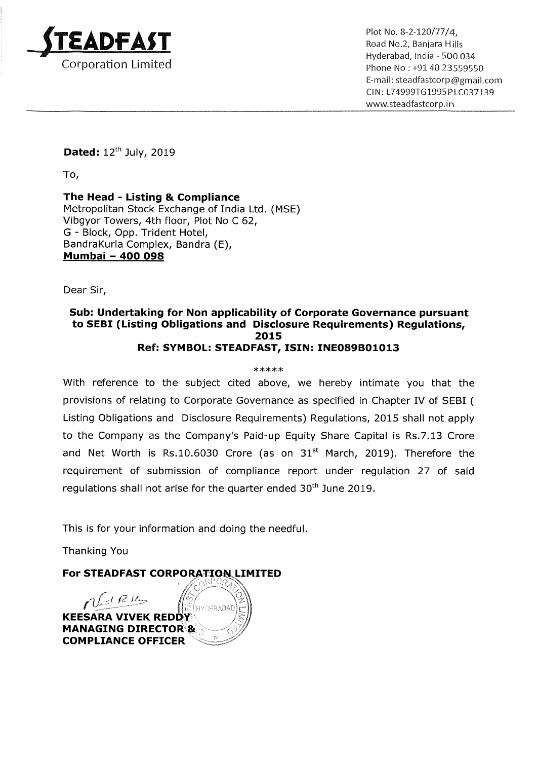**STEADFAST**
Corporation Limited

Plot No. 8-2-120/77/4,
Road No.2, Banjara Hills
Hyderabad, India - 500 034
Phone No : +91 40 23559550
E-mail: steadfastcorp@gmail.com
CIN: L74999TG1995PLC037139
www.steadfastcorp.in

**Dated:** 12th July, 2019

To,

**The Head - Listing & Compliance**
Metropolitan Stock Exchange of India Ltd. (MSE)
Vibgyor Towers, 4th floor, Plot No C 62,
G - Block, Opp. Trident Hotel,
BandraKurla Complex, Bandra (E),
**Mumbai – 400 098**

Dear Sir,

**Sub: Undertaking for Non applicability of Corporate Governance pursuant to SEBI (Listing Obligations and Disclosure Requirements) Regulations, 2015**
**Ref: SYMBOL: STEADFAST, ISIN: INE089B01013**

*****

With reference to the subject cited above, we hereby intimate you that the provisions of relating to Corporate Governance as specified in Chapter IV of SEBI ( Listing Obligations and Disclosure Requirements) Regulations, 2015 shall not apply to the Company as the Company's Paid-up Equity Share Capital is Rs.7.13 Crore and Net Worth is Rs.10.6030 Crore (as on 31st March, 2019). Therefore the requirement of submission of compliance report under regulation 27 of said regulations shall not arise for the quarter ended 30th June 2019.

This is for your information and doing the needful.

Thanking You

**For STEADFAST CORPORATION LIMITED**

**KEESARA VIVEK REDDY**
**MANAGING DIRECTOR &**
**COMPLIANCE OFFICER**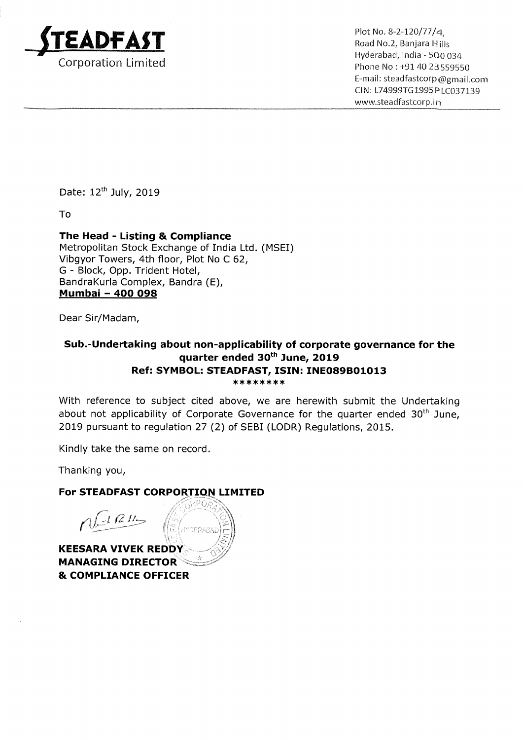**STEADFAST**
Corporation Limited

Plot No. 8-2-120/77/4,
Road No.2, Banjara Hills
Hyderabad, India - 500 034
Phone No : +91 40 23559550
E-mail: steadfastcorp@gmail.com
CIN: L74999TG1995PLC037139
www.steadfastcorp.in

---

Date: 12th July, 2019

To

**The Head - Listing & Compliance**
Metropolitan Stock Exchange of India Ltd. (MSEI)
Vibgyor Towers, 4th floor, Plot No C 62,
G - Block, Opp. Trident Hotel,
BandraKurla Complex, Bandra (E),
**Mumbai – 400 098**

Dear Sir/Madam,

**Sub.-Undertaking about non-applicability of corporate governance for the quarter ended 30th June, 2019**
**Ref: SYMBOL: STEADFAST, ISIN: INE089B01013**
********

With reference to subject cited above, we are herewith submit the Undertaking about not applicability of Corporate Governance for the quarter ended 30th June, 2019 pursuant to regulation 27 (2) of SEBI (LODR) Regulations, 2015.

Kindly take the same on record.

Thanking you,

**For STEADFAST CORPORTION LIMITED**

**KEESARA VIVEK REDDY**
**MANAGING DIRECTOR**
**& COMPLIANCE OFFICER**